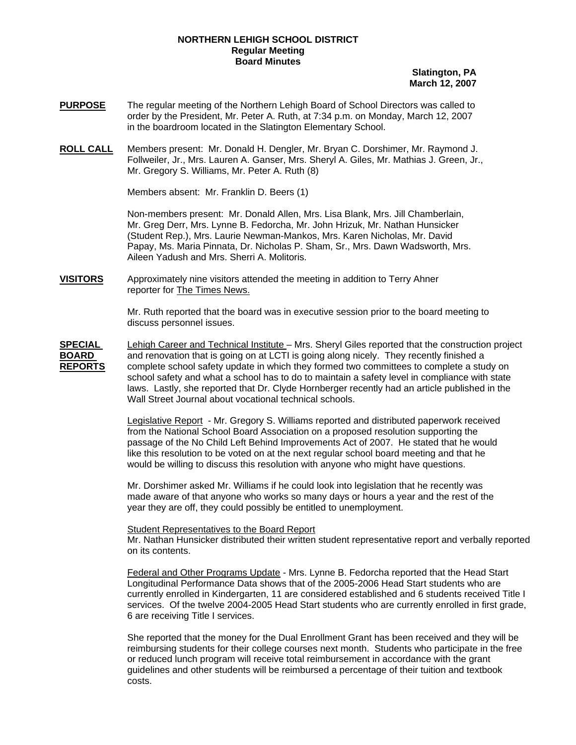**NORTHERN LEHIGH SCHOOL DISTRICT**
**Regular Meeting**
**Board Minutes**

**Slatington, PA**
**March 12, 2007**

**PURPOSE** The regular meeting of the Northern Lehigh Board of School Directors was called to order by the President, Mr. Peter A. Ruth, at 7:34 p.m. on Monday, March 12, 2007 in the boardroom located in the Slatington Elementary School.

**ROLL CALL** Members present: Mr. Donald H. Dengler, Mr. Bryan C. Dorshimer, Mr. Raymond J. Follweiler, Jr., Mrs. Lauren A. Ganser, Mrs. Sheryl A. Giles, Mr. Mathias J. Green, Jr., Mr. Gregory S. Williams, Mr. Peter A. Ruth (8)

Members absent: Mr. Franklin D. Beers (1)

Non-members present: Mr. Donald Allen, Mrs. Lisa Blank, Mrs. Jill Chamberlain, Mr. Greg Derr, Mrs. Lynne B. Fedorcha, Mr. John Hrizuk, Mr. Nathan Hunsicker (Student Rep.), Mrs. Laurie Newman-Mankos, Mrs. Karen Nicholas, Mr. David Papay, Ms. Maria Pinnata, Dr. Nicholas P. Sham, Sr., Mrs. Dawn Wadsworth, Mrs. Aileen Yadush and Mrs. Sherri A. Molitoris.

**VISITORS** Approximately nine visitors attended the meeting in addition to Terry Ahner reporter for The Times News.

Mr. Ruth reported that the board was in executive session prior to the board meeting to discuss personnel issues.

**SPECIAL BOARD REPORTS** Lehigh Career and Technical Institute – Mrs. Sheryl Giles reported that the construction project and renovation that is going on at LCTI is going along nicely. They recently finished a complete school safety update in which they formed two committees to complete a study on school safety and what a school has to do to maintain a safety level in compliance with state laws. Lastly, she reported that Dr. Clyde Hornberger recently had an article published in the Wall Street Journal about vocational technical schools.

Legislative Report - Mr. Gregory S. Williams reported and distributed paperwork received from the National School Board Association on a proposed resolution supporting the passage of the No Child Left Behind Improvements Act of 2007. He stated that he would like this resolution to be voted on at the next regular school board meeting and that he would be willing to discuss this resolution with anyone who might have questions.

Mr. Dorshimer asked Mr. Williams if he could look into legislation that he recently was made aware of that anyone who works so many days or hours a year and the rest of the year they are off, they could possibly be entitled to unemployment.

Student Representatives to the Board Report
Mr. Nathan Hunsicker distributed their written student representative report and verbally reported on its contents.

Federal and Other Programs Update - Mrs. Lynne B. Fedorcha reported that the Head Start Longitudinal Performance Data shows that of the 2005-2006 Head Start students who are currently enrolled in Kindergarten, 11 are considered established and 6 students received Title I services. Of the twelve 2004-2005 Head Start students who are currently enrolled in first grade, 6 are receiving Title I services.

She reported that the money for the Dual Enrollment Grant has been received and they will be reimbursing students for their college courses next month. Students who participate in the free or reduced lunch program will receive total reimbursement in accordance with the grant guidelines and other students will be reimbursed a percentage of their tuition and textbook costs.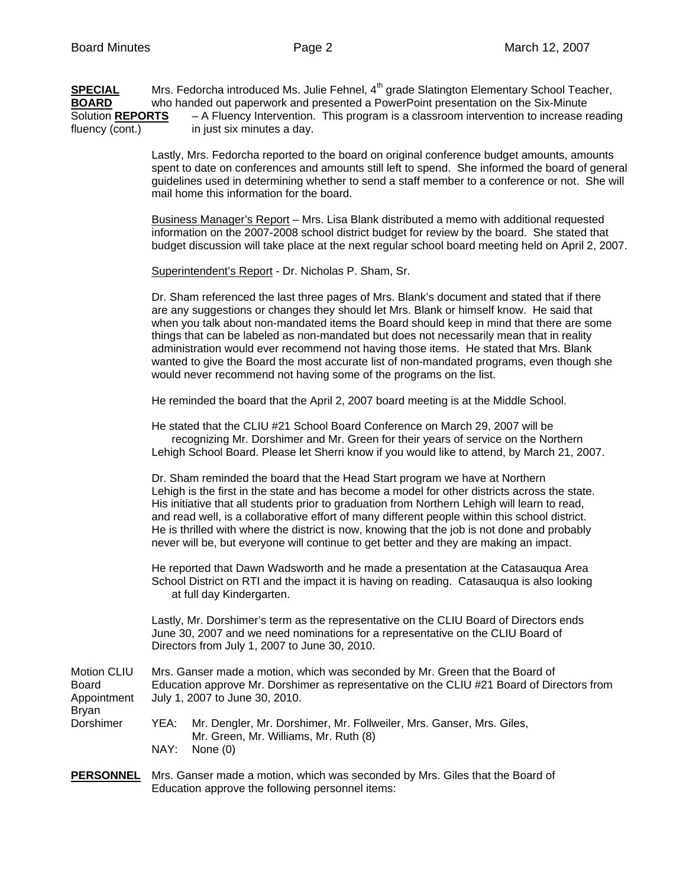**SPECIAL BOARD REPORTS** (cont.)

Mrs. Fedorcha introduced Ms. Julie Fehnel, 4th grade Slatington Elementary School Teacher, who handed out paperwork and presented a PowerPoint presentation on the Six-Minute Solution – A Fluency Intervention. This program is a classroom intervention to increase reading fluency in just six minutes a day.

Lastly, Mrs. Fedorcha reported to the board on original conference budget amounts, amounts spent to date on conferences and amounts still left to spend. She informed the board of general guidelines used in determining whether to send a staff member to a conference or not. She will mail home this information for the board.

Business Manager's Report – Mrs. Lisa Blank distributed a memo with additional requested information on the 2007-2008 school district budget for review by the board. She stated that budget discussion will take place at the next regular school board meeting held on April 2, 2007.

Superintendent's Report - Dr. Nicholas P. Sham, Sr.

Dr. Sham referenced the last three pages of Mrs. Blank's document and stated that if there are any suggestions or changes they should let Mrs. Blank or himself know. He said that when you talk about non-mandated items the Board should keep in mind that there are some things that can be labeled as non-mandated but does not necessarily mean that in reality administration would ever recommend not having those items. He stated that Mrs. Blank wanted to give the Board the most accurate list of non-mandated programs, even though she would never recommend not having some of the programs on the list.

He reminded the board that the April 2, 2007 board meeting is at the Middle School.

He stated that the CLIU #21 School Board Conference on March 29, 2007 will be recognizing Mr. Dorshimer and Mr. Green for their years of service on the Northern Lehigh School Board. Please let Sherri know if you would like to attend, by March 21, 2007.

Dr. Sham reminded the board that the Head Start program we have at Northern Lehigh is the first in the state and has become a model for other districts across the state. His initiative that all students prior to graduation from Northern Lehigh will learn to read, and read well, is a collaborative effort of many different people within this school district. He is thrilled with where the district is now, knowing that the job is not done and probably never will be, but everyone will continue to get better and they are making an impact.

He reported that Dawn Wadsworth and he made a presentation at the Catasauqua Area School District on RTI and the impact it is having on reading. Catasauqua is also looking at full day Kindergarten.

Lastly, Mr. Dorshimer's term as the representative on the CLIU Board of Directors ends June 30, 2007 and we need nominations for a representative on the CLIU Board of Directors from July 1, 2007 to June 30, 2010.

**Motion CLIU Board Appointment Bryan Dorshimer**

Mrs. Ganser made a motion, which was seconded by Mr. Green that the Board of Education approve Mr. Dorshimer as representative on the CLIU #21 Board of Directors from July 1, 2007 to June 30, 2010.

YEA: Mr. Dengler, Mr. Dorshimer, Mr. Follweiler, Mrs. Ganser, Mrs. Giles, Mr. Green, Mr. Williams, Mr. Ruth (8)
NAY: None (0)

**PERSONNEL**

Mrs. Ganser made a motion, which was seconded by Mrs. Giles that the Board of Education approve the following personnel items: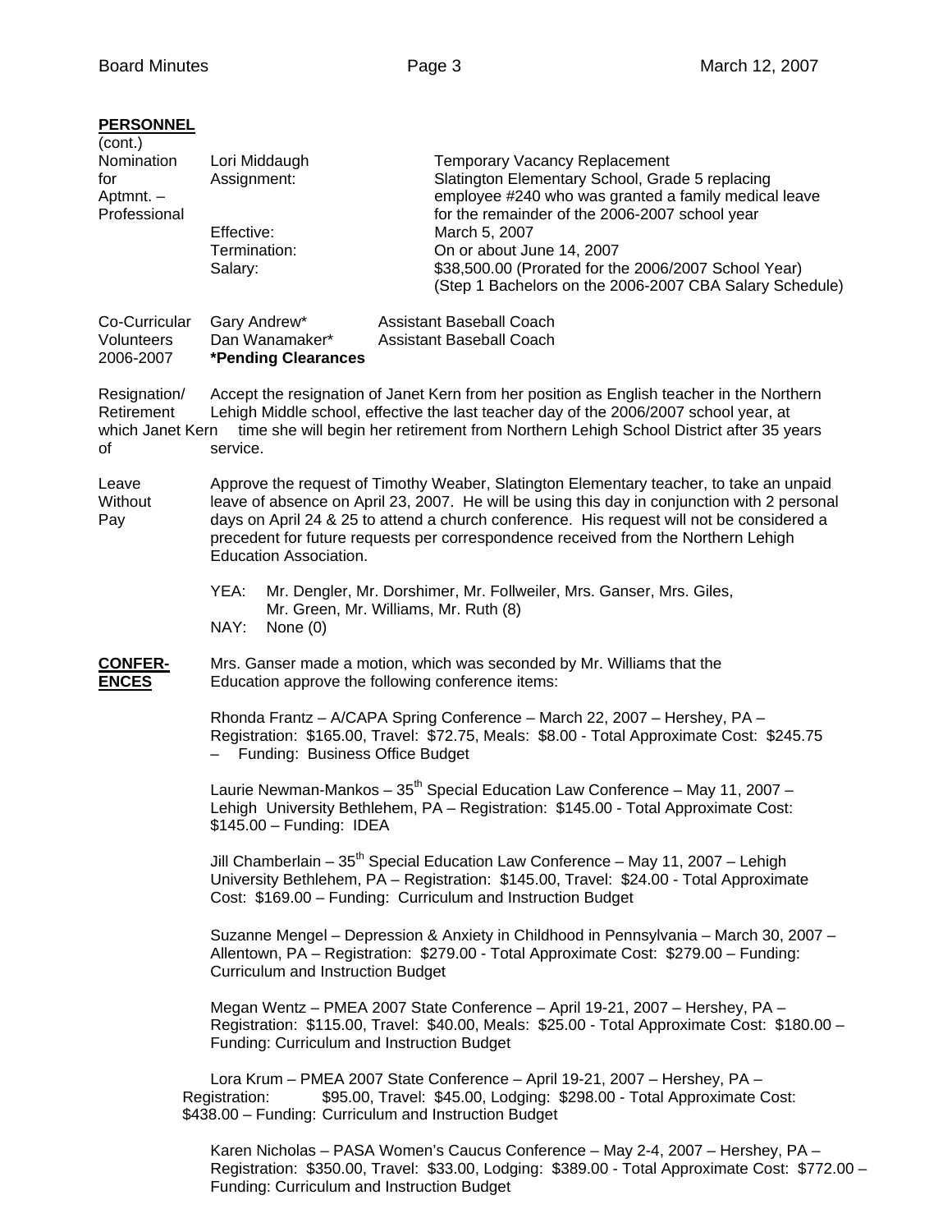**PERSONNEL** (cont.)

**Nomination for Aptmnt. – Professional**

Lori Middaugh — Temporary Vacancy Replacement

| | |
|---|---|
| Assignment: | Slatington Elementary School, Grade 5 replacing employee #240 who was granted a family medical leave for the remainder of the 2006-2007 school year |
| Effective: | March 5, 2007 |
| Termination: | On or about June 14, 2007 |
| Salary: | $38,500.00 (Prorated for the 2006/2007 School Year) (Step 1 Bachelors on the 2006-2007 CBA Salary Schedule) |

**Co-Curricular Volunteers 2006-2007**

| | |
|---|---|
| Gary Andrew* | Assistant Baseball Coach |
| Dan Wanamaker* | Assistant Baseball Coach |

**\*Pending Clearances**

**Resignation/ Retirement of Janet Kern**

Accept the resignation of Janet Kern from her position as English teacher in the Northern Lehigh Middle school, effective the last teacher day of the 2006/2007 school year, at which time she will begin her retirement from Northern Lehigh School District after 35 years service.

**Leave Without Pay**

Approve the request of Timothy Weaber, Slatington Elementary teacher, to take an unpaid leave of absence on April 23, 2007. He will be using this day in conjunction with 2 personal days on April 24 & 25 to attend a church conference. His request will not be considered a precedent for future requests per correspondence received from the Northern Lehigh Education Association.

YEA: Mr. Dengler, Mr. Dorshimer, Mr. Follweiler, Mrs. Ganser, Mrs. Giles, Mr. Green, Mr. Williams, Mr. Ruth (8)
NAY: None (0)

**CONFERENCES**

Mrs. Ganser made a motion, which was seconded by Mr. Williams that the Education approve the following conference items:

Rhonda Frantz – A/CAPA Spring Conference – March 22, 2007 – Hershey, PA – Registration: $165.00, Travel: $72.75, Meals: $8.00 - Total Approximate Cost: $245.75 – Funding: Business Office Budget

Laurie Newman-Mankos – 35th Special Education Law Conference – May 11, 2007 – Lehigh University Bethlehem, PA – Registration: $145.00 - Total Approximate Cost: $145.00 – Funding: IDEA

Jill Chamberlain – 35th Special Education Law Conference – May 11, 2007 – Lehigh University Bethlehem, PA – Registration: $145.00, Travel: $24.00 - Total Approximate Cost: $169.00 – Funding: Curriculum and Instruction Budget

Suzanne Mengel – Depression & Anxiety in Childhood in Pennsylvania – March 30, 2007 – Allentown, PA – Registration: $279.00 - Total Approximate Cost: $279.00 – Funding: Curriculum and Instruction Budget

Megan Wentz – PMEA 2007 State Conference – April 19-21, 2007 – Hershey, PA – Registration: $115.00, Travel: $40.00, Meals: $25.00 - Total Approximate Cost: $180.00 – Funding: Curriculum and Instruction Budget

Lora Krum – PMEA 2007 State Conference – April 19-21, 2007 – Hershey, PA – Registration: $95.00, Travel: $45.00, Lodging: $298.00 - Total Approximate Cost: $438.00 – Funding: Curriculum and Instruction Budget

Karen Nicholas – PASA Women's Caucus Conference – May 2-4, 2007 – Hershey, PA – Registration: $350.00, Travel: $33.00, Lodging: $389.00 - Total Approximate Cost: $772.00 – Funding: Curriculum and Instruction Budget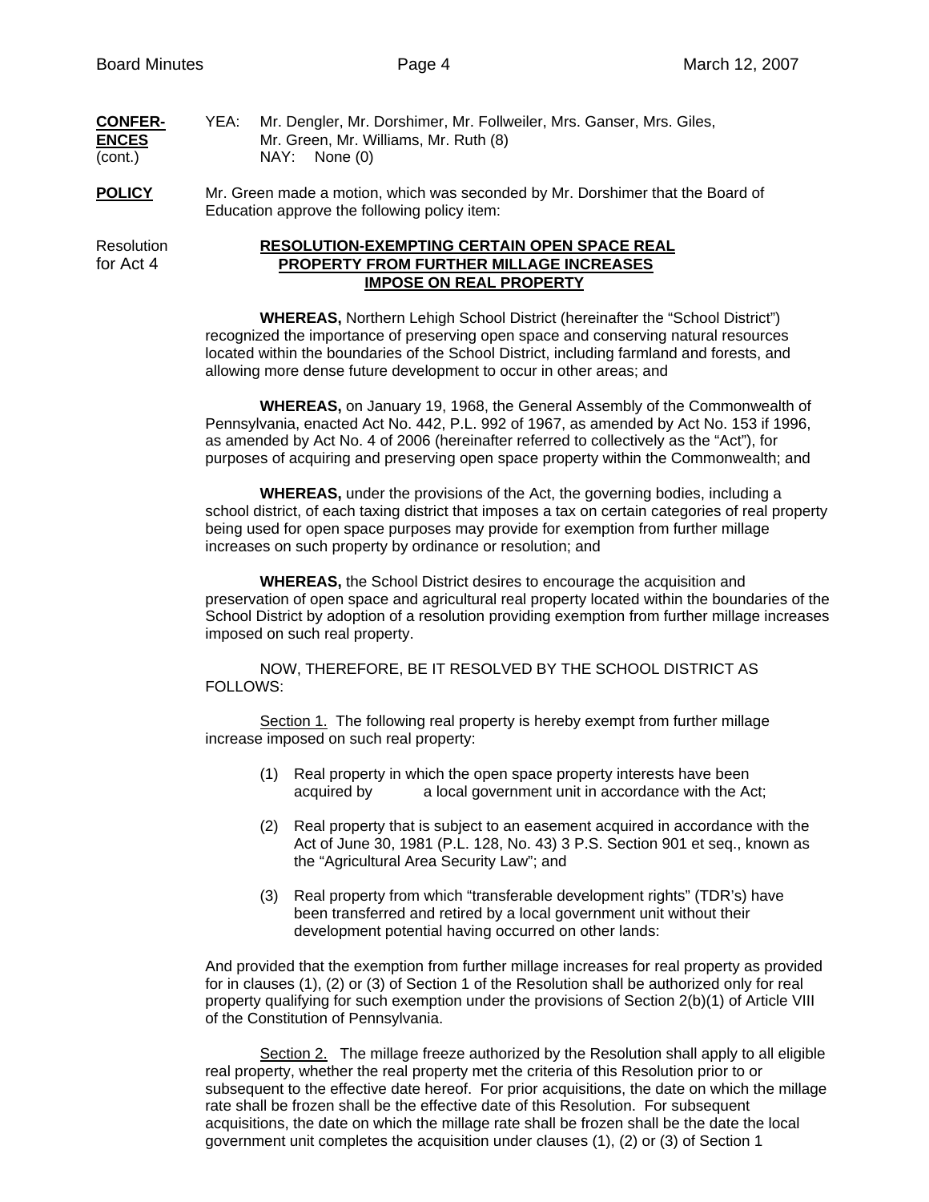**CONFER-ENCES** (cont.)

YEA: Mr. Dengler, Mr. Dorshimer, Mr. Follweiler, Mrs. Ganser, Mrs. Giles, Mr. Green, Mr. Williams, Mr. Ruth (8)
NAY: None (0)

**POLICY**

Mr. Green made a motion, which was seconded by Mr. Dorshimer that the Board of Education approve the following policy item:

Resolution for Act 4

**RESOLUTION-EXEMPTING CERTAIN OPEN SPACE REAL PROPERTY FROM FURTHER MILLAGE INCREASES IMPOSE ON REAL PROPERTY**

**WHEREAS,** Northern Lehigh School District (hereinafter the "School District") recognized the importance of preserving open space and conserving natural resources located within the boundaries of the School District, including farmland and forests, and allowing more dense future development to occur in other areas; and

**WHEREAS,** on January 19, 1968, the General Assembly of the Commonwealth of Pennsylvania, enacted Act No. 442, P.L. 992 of 1967, as amended by Act No. 153 if 1996, as amended by Act No. 4 of 2006 (hereinafter referred to collectively as the "Act"), for purposes of acquiring and preserving open space property within the Commonwealth; and

**WHEREAS,** under the provisions of the Act, the governing bodies, including a school district, of each taxing district that imposes a tax on certain categories of real property being used for open space purposes may provide for exemption from further millage increases on such property by ordinance or resolution; and

**WHEREAS,** the School District desires to encourage the acquisition and preservation of open space and agricultural real property located within the boundaries of the School District by adoption of a resolution providing exemption from further millage increases imposed on such real property.

NOW, THEREFORE, BE IT RESOLVED BY THE SCHOOL DISTRICT AS FOLLOWS:

Section 1. The following real property is hereby exempt from further millage increase imposed on such real property:

(1) Real property in which the open space property interests have been acquired by a local government unit in accordance with the Act;

(2) Real property that is subject to an easement acquired in accordance with the Act of June 30, 1981 (P.L. 128, No. 43) 3 P.S. Section 901 et seq., known as the "Agricultural Area Security Law"; and

(3) Real property from which "transferable development rights" (TDR's) have been transferred and retired by a local government unit without their development potential having occurred on other lands:

And provided that the exemption from further millage increases for real property as provided for in clauses (1), (2) or (3) of Section 1 of the Resolution shall be authorized only for real property qualifying for such exemption under the provisions of Section 2(b)(1) of Article VIII of the Constitution of Pennsylvania.

Section 2. The millage freeze authorized by the Resolution shall apply to all eligible real property, whether the real property met the criteria of this Resolution prior to or subsequent to the effective date hereof. For prior acquisitions, the date on which the millage rate shall be frozen shall be the effective date of this Resolution. For subsequent acquisitions, the date on which the millage rate shall be frozen shall be the date the local government unit completes the acquisition under clauses (1), (2) or (3) of Section 1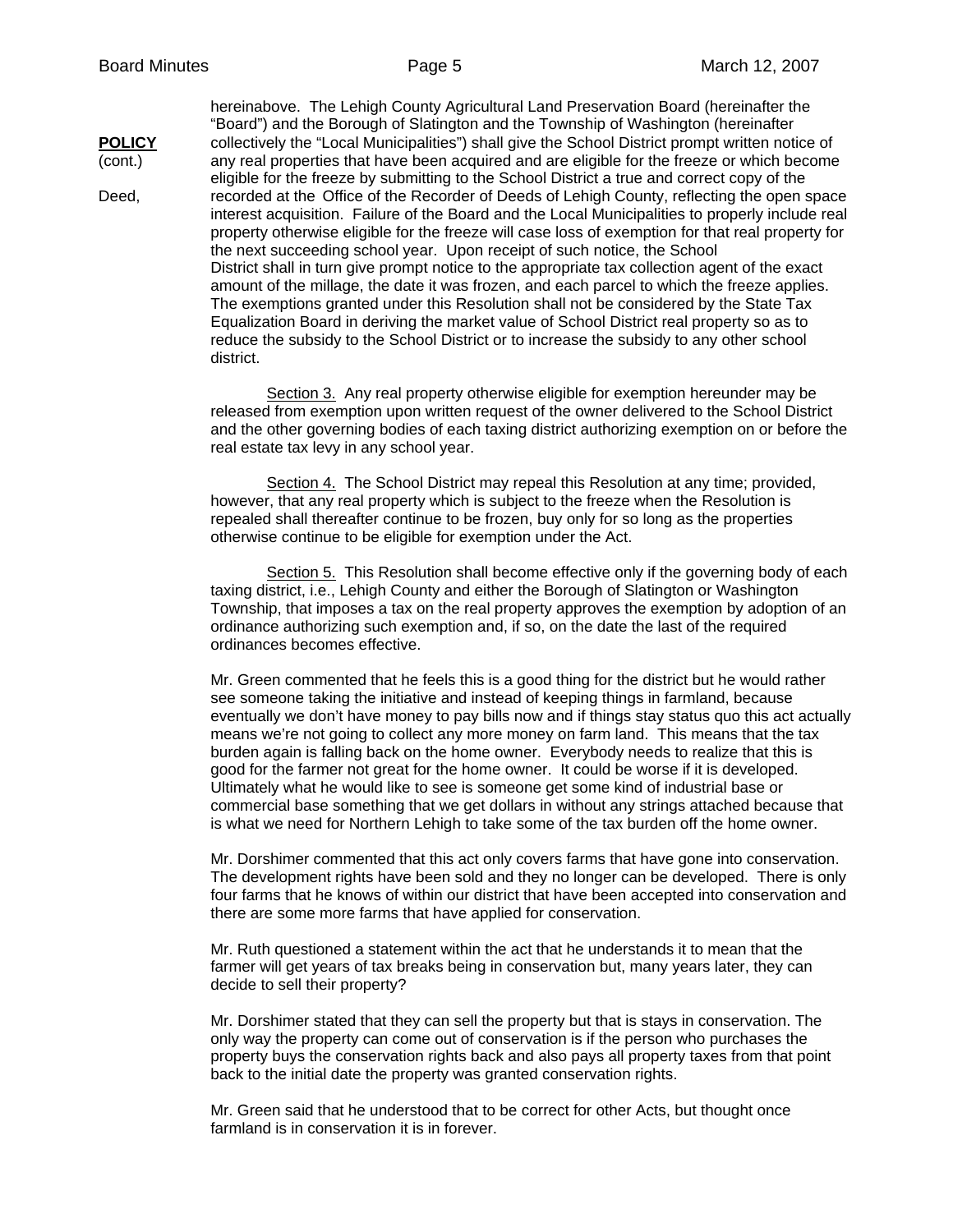**POLICY** (cont.)

Deed,

hereinabove. The Lehigh County Agricultural Land Preservation Board (hereinafter the "Board") and the Borough of Slatington and the Township of Washington (hereinafter collectively the "Local Municipalities") shall give the School District prompt written notice of any real properties that have been acquired and are eligible for the freeze or which become eligible for the freeze by submitting to the School District a true and correct copy of the Deed, recorded at the Office of the Recorder of Deeds of Lehigh County, reflecting the open space interest acquisition. Failure of the Board and the Local Municipalities to properly include real property otherwise eligible for the freeze will case loss of exemption for that real property for the next succeeding school year. Upon receipt of such notice, the School District shall in turn give prompt notice to the appropriate tax collection agent of the exact amount of the millage, the date it was frozen, and each parcel to which the freeze applies. The exemptions granted under this Resolution shall not be considered by the State Tax Equalization Board in deriving the market value of School District real property so as to reduce the subsidy to the School District or to increase the subsidy to any other school district.

Section 3. Any real property otherwise eligible for exemption hereunder may be released from exemption upon written request of the owner delivered to the School District and the other governing bodies of each taxing district authorizing exemption on or before the real estate tax levy in any school year.

Section 4. The School District may repeal this Resolution at any time; provided, however, that any real property which is subject to the freeze when the Resolution is repealed shall thereafter continue to be frozen, buy only for so long as the properties otherwise continue to be eligible for exemption under the Act.

Section 5. This Resolution shall become effective only if the governing body of each taxing district, i.e., Lehigh County and either the Borough of Slatington or Washington Township, that imposes a tax on the real property approves the exemption by adoption of an ordinance authorizing such exemption and, if so, on the date the last of the required ordinances becomes effective.

Mr. Green commented that he feels this is a good thing for the district but he would rather see someone taking the initiative and instead of keeping things in farmland, because eventually we don't have money to pay bills now and if things stay status quo this act actually means we're not going to collect any more money on farm land. This means that the tax burden again is falling back on the home owner. Everybody needs to realize that this is good for the farmer not great for the home owner. It could be worse if it is developed. Ultimately what he would like to see is someone get some kind of industrial base or commercial base something that we get dollars in without any strings attached because that is what we need for Northern Lehigh to take some of the tax burden off the home owner.

Mr. Dorshimer commented that this act only covers farms that have gone into conservation. The development rights have been sold and they no longer can be developed. There is only four farms that he knows of within our district that have been accepted into conservation and there are some more farms that have applied for conservation.

Mr. Ruth questioned a statement within the act that he understands it to mean that the farmer will get years of tax breaks being in conservation but, many years later, they can decide to sell their property?

Mr. Dorshimer stated that they can sell the property but that is stays in conservation. The only way the property can come out of conservation is if the person who purchases the property buys the conservation rights back and also pays all property taxes from that point back to the initial date the property was granted conservation rights.

Mr. Green said that he understood that to be correct for other Acts, but thought once farmland is in conservation it is in forever.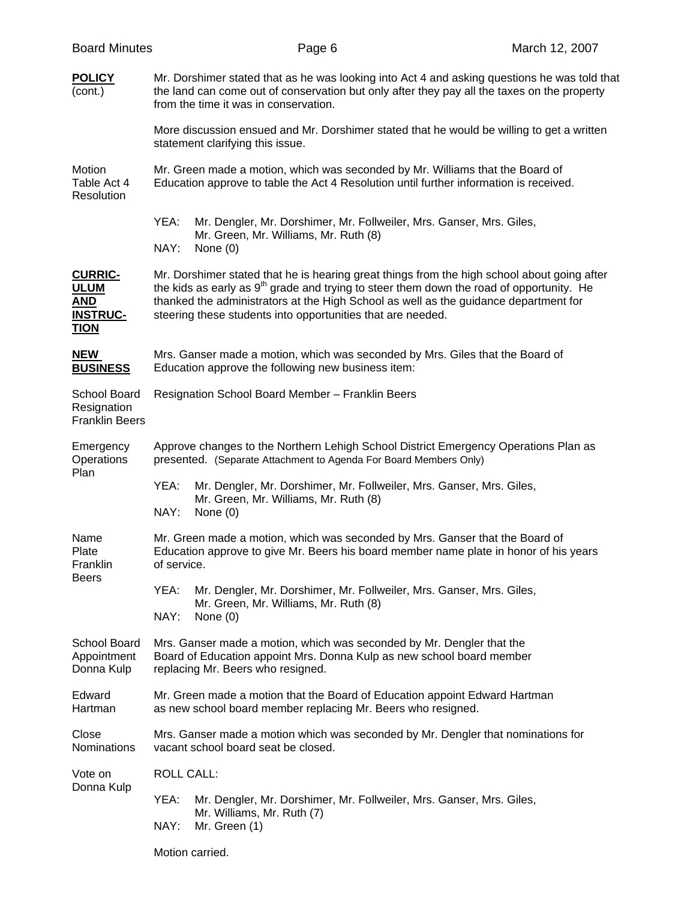**POLICY** (cont.)

Mr. Dorshimer stated that as he was looking into Act 4 and asking questions he was told that the land can come out of conservation but only after they pay all the taxes on the property from the time it was in conservation.

More discussion ensued and Mr. Dorshimer stated that he would be willing to get a written statement clarifying this issue.

**Motion Table Act 4 Resolution**

Mr. Green made a motion, which was seconded by Mr. Williams that the Board of Education approve to table the Act 4 Resolution until further information is received.

YEA: Mr. Dengler, Mr. Dorshimer, Mr. Follweiler, Mrs. Ganser, Mrs. Giles, Mr. Green, Mr. Williams, Mr. Ruth (8)
NAY: None (0)

**CURRICULUM AND INSTRUCTION**

Mr. Dorshimer stated that he is hearing great things from the high school about going after the kids as early as 9th grade and trying to steer them down the road of opportunity. He thanked the administrators at the High School as well as the guidance department for steering these students into opportunities that are needed.

**NEW BUSINESS**

Mrs. Ganser made a motion, which was seconded by Mrs. Giles that the Board of Education approve the following new business item:

**School Board Resignation Franklin Beers**

Resignation School Board Member – Franklin Beers

**Emergency Operations Plan**

Approve changes to the Northern Lehigh School District Emergency Operations Plan as presented. (Separate Attachment to Agenda For Board Members Only)

YEA: Mr. Dengler, Mr. Dorshimer, Mr. Follweiler, Mrs. Ganser, Mrs. Giles, Mr. Green, Mr. Williams, Mr. Ruth (8)
NAY: None (0)

**Name Plate Franklin Beers**

Mr. Green made a motion, which was seconded by Mrs. Ganser that the Board of Education approve to give Mr. Beers his board member name plate in honor of his years of service.

YEA: Mr. Dengler, Mr. Dorshimer, Mr. Follweiler, Mrs. Ganser, Mrs. Giles, Mr. Green, Mr. Williams, Mr. Ruth (8)
NAY: None (0)

**School Board Appointment Donna Kulp**

Mrs. Ganser made a motion, which was seconded by Mr. Dengler that the Board of Education appoint Mrs. Donna Kulp as new school board member replacing Mr. Beers who resigned.

**Edward Hartman**

Mr. Green made a motion that the Board of Education appoint Edward Hartman as new school board member replacing Mr. Beers who resigned.

**Close Nominations**

Mrs. Ganser made a motion which was seconded by Mr. Dengler that nominations for vacant school board seat be closed.

**Vote on Donna Kulp**

ROLL CALL:

YEA: Mr. Dengler, Mr. Dorshimer, Mr. Follweiler, Mrs. Ganser, Mrs. Giles, Mr. Williams, Mr. Ruth (7)
NAY: Mr. Green (1)

Motion carried.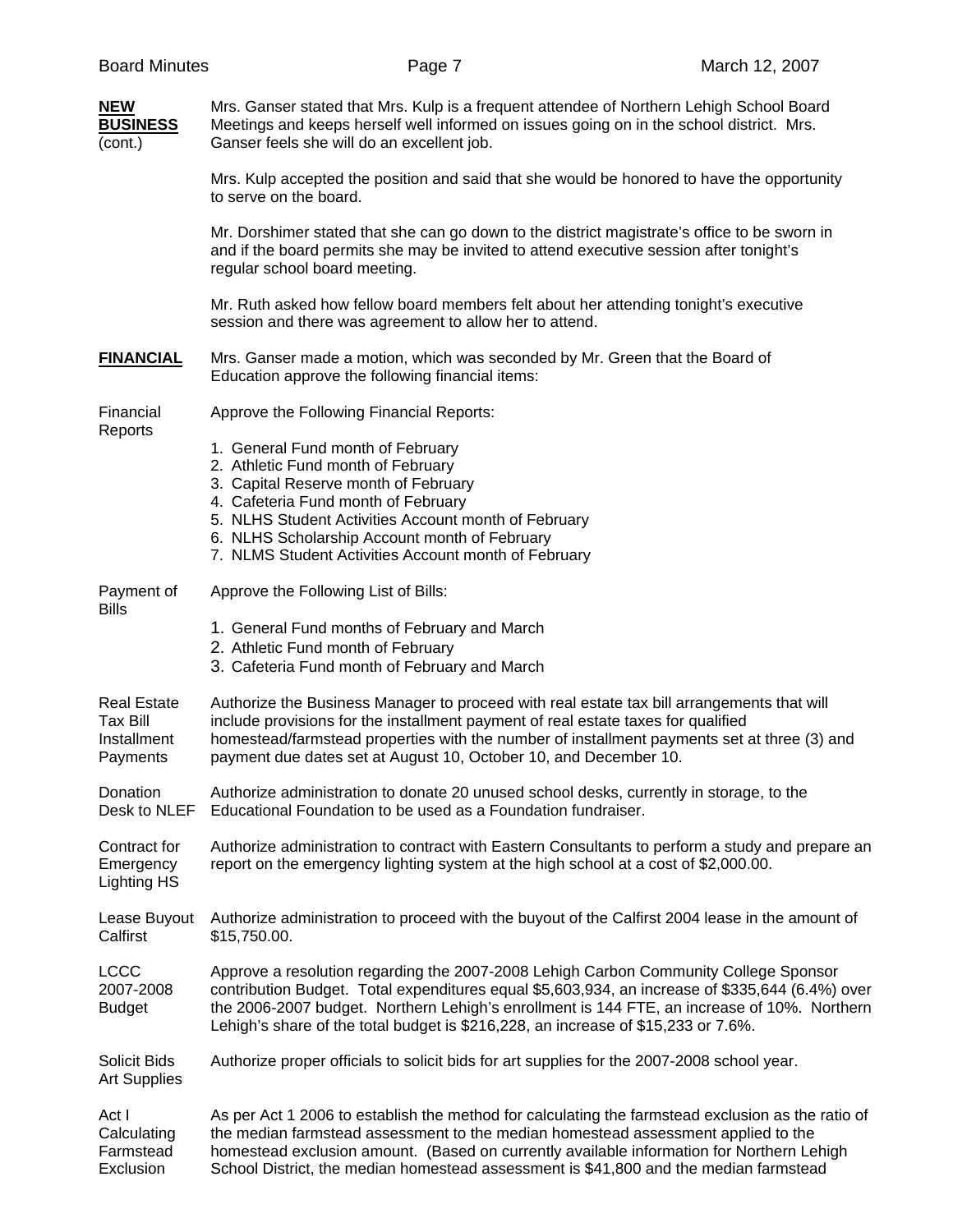**NEW BUSINESS** (cont.)

Mrs. Ganser stated that Mrs. Kulp is a frequent attendee of Northern Lehigh School Board Meetings and keeps herself well informed on issues going on in the school district. Mrs. Ganser feels she will do an excellent job.

Mrs. Kulp accepted the position and said that she would be honored to have the opportunity to serve on the board.

Mr. Dorshimer stated that she can go down to the district magistrate's office to be sworn in and if the board permits she may be invited to attend executive session after tonight's regular school board meeting.

Mr. Ruth asked how fellow board members felt about her attending tonight's executive session and there was agreement to allow her to attend.

**FINANCIAL**

Mrs. Ganser made a motion, which was seconded by Mr. Green that the Board of Education approve the following financial items:

Financial Reports

Approve the Following Financial Reports:

1. General Fund month of February
2. Athletic Fund month of February
3. Capital Reserve month of February
4. Cafeteria Fund month of February
5. NLHS Student Activities Account month of February
6. NLHS Scholarship Account month of February
7. NLMS Student Activities Account month of February

Payment of Bills

Approve the Following List of Bills:

1. General Fund months of February and March
2. Athletic Fund month of February
3. Cafeteria Fund month of February and March

Real Estate Tax Bill Installment Payments

Authorize the Business Manager to proceed with real estate tax bill arrangements that will include provisions for the installment payment of real estate taxes for qualified homestead/farmstead properties with the number of installment payments set at three (3) and payment due dates set at August 10, October 10, and December 10.

Donation Desk to NLEF

Authorize administration to donate 20 unused school desks, currently in storage, to the Educational Foundation to be used as a Foundation fundraiser.

Contract for Emergency Lighting HS

Authorize administration to contract with Eastern Consultants to perform a study and prepare an report on the emergency lighting system at the high school at a cost of $2,000.00.

Lease Buyout Calfirst

Authorize administration to proceed with the buyout of the Calfirst 2004 lease in the amount of $15,750.00.

LCCC 2007-2008 Budget

Approve a resolution regarding the 2007-2008 Lehigh Carbon Community College Sponsor contribution Budget. Total expenditures equal $5,603,934, an increase of $335,644 (6.4%) over the 2006-2007 budget. Northern Lehigh's enrollment is 144 FTE, an increase of 10%. Northern Lehigh's share of the total budget is $216,228, an increase of $15,233 or 7.6%.

Solicit Bids Art Supplies

Authorize proper officials to solicit bids for art supplies for the 2007-2008 school year.

Act I Calculating Farmstead Exclusion

As per Act 1 2006 to establish the method for calculating the farmstead exclusion as the ratio of the median farmstead assessment to the median homestead assessment applied to the homestead exclusion amount. (Based on currently available information for Northern Lehigh School District, the median homestead assessment is $41,800 and the median farmstead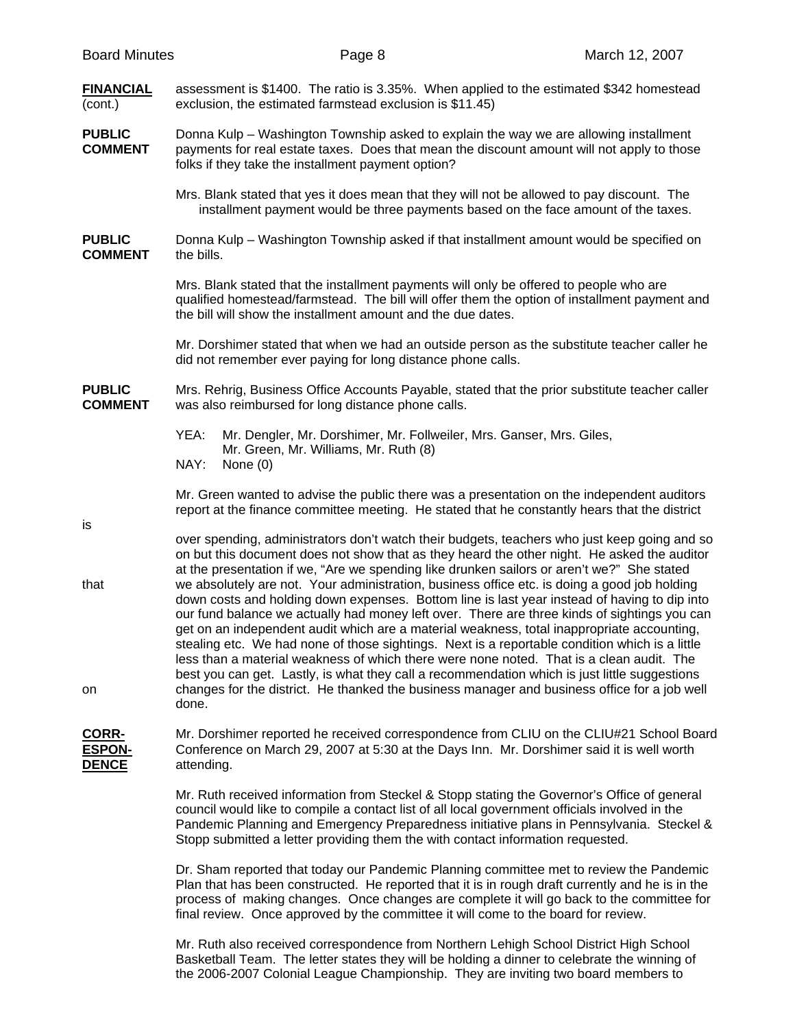**FINANCIAL** (cont.)

assessment is $1400. The ratio is 3.35%. When applied to the estimated $342 homestead exclusion, the estimated farmstead exclusion is $11.45)

**PUBLIC COMMENT**

Donna Kulp – Washington Township asked to explain the way we are allowing installment payments for real estate taxes. Does that mean the discount amount will not apply to those folks if they take the installment payment option?

Mrs. Blank stated that yes it does mean that they will not be allowed to pay discount. The installment payment would be three payments based on the face amount of the taxes.

**PUBLIC COMMENT**

Donna Kulp – Washington Township asked if that installment amount would be specified on the bills.

Mrs. Blank stated that the installment payments will only be offered to people who are qualified homestead/farmstead. The bill will offer them the option of installment payment and the bill will show the installment amount and the due dates.

Mr. Dorshimer stated that when we had an outside person as the substitute teacher caller he did not remember ever paying for long distance phone calls.

**PUBLIC COMMENT**

Mrs. Rehrig, Business Office Accounts Payable, stated that the prior substitute teacher caller was also reimbursed for long distance phone calls.

YEA: Mr. Dengler, Mr. Dorshimer, Mr. Follweiler, Mrs. Ganser, Mrs. Giles, Mr. Green, Mr. Williams, Mr. Ruth (8)
NAY: None (0)

Mr. Green wanted to advise the public there was a presentation on the independent auditors report at the finance committee meeting. He stated that he constantly hears that the district is over spending, administrators don't watch their budgets, teachers who just keep going and so on but this document does not show that as they heard the other night. He asked the auditor at the presentation if we, "Are we spending like drunken sailors or aren't we?" She stated that we absolutely are not. Your administration, business office etc. is doing a good job holding down costs and holding down expenses. Bottom line is last year instead of having to dip into our fund balance we actually had money left over. There are three kinds of sightings you can get on an independent audit which are a material weakness, total inappropriate accounting, stealing etc. We had none of those sightings. Next is a reportable condition which is a little less than a material weakness of which there were none noted. That is a clean audit. The best you can get. Lastly, is what they call a recommendation which is just little suggestions on changes for the district. He thanked the business manager and business office for a job well done.

**CORRESPONDENCE**

Mr. Dorshimer reported he received correspondence from CLIU on the CLIU#21 School Board Conference on March 29, 2007 at 5:30 at the Days Inn. Mr. Dorshimer said it is well worth attending.

Mr. Ruth received information from Steckel & Stopp stating the Governor's Office of general council would like to compile a contact list of all local government officials involved in the Pandemic Planning and Emergency Preparedness initiative plans in Pennsylvania. Steckel & Stopp submitted a letter providing them the with contact information requested.

Dr. Sham reported that today our Pandemic Planning committee met to review the Pandemic Plan that has been constructed. He reported that it is in rough draft currently and he is in the process of making changes. Once changes are complete it will go back to the committee for final review. Once approved by the committee it will come to the board for review.

Mr. Ruth also received correspondence from Northern Lehigh School District High School Basketball Team. The letter states they will be holding a dinner to celebrate the winning of the 2006-2007 Colonial League Championship. They are inviting two board members to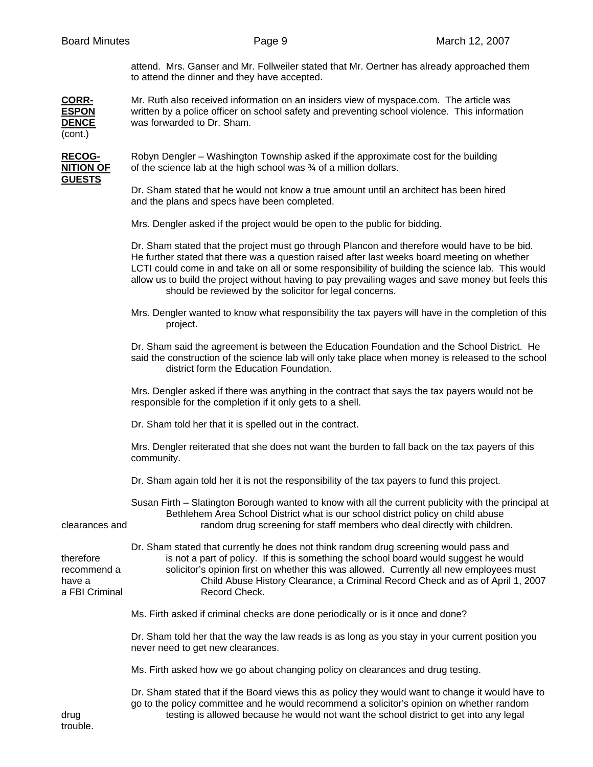attend. Mrs. Ganser and Mr. Follweiler stated that Mr. Oertner has already approached them to attend the dinner and they have accepted.

**CORR-ESPON DENCE** (cont.)

Mr. Ruth also received information on an insiders view of myspace.com. The article was written by a police officer on school safety and preventing school violence. This information was forwarded to Dr. Sham.

**RECOG-NITION OF GUESTS**

Robyn Dengler – Washington Township asked if the approximate cost for the building of the science lab at the high school was ¾ of a million dollars.

Dr. Sham stated that he would not know a true amount until an architect has been hired and the plans and specs have been completed.

Mrs. Dengler asked if the project would be open to the public for bidding.

Dr. Sham stated that the project must go through Plancon and therefore would have to be bid. He further stated that there was a question raised after last weeks board meeting on whether LCTI could come in and take on all or some responsibility of building the science lab. This would allow us to build the project without having to pay prevailing wages and save money but feels this should be reviewed by the solicitor for legal concerns.

Mrs. Dengler wanted to know what responsibility the tax payers will have in the completion of this project.

Dr. Sham said the agreement is between the Education Foundation and the School District. He said the construction of the science lab will only take place when money is released to the school district form the Education Foundation.

Mrs. Dengler asked if there was anything in the contract that says the tax payers would not be responsible for the completion if it only gets to a shell.

Dr. Sham told her that it is spelled out in the contract.

Mrs. Dengler reiterated that she does not want the burden to fall back on the tax payers of this community.

Dr. Sham again told her it is not the responsibility of the tax payers to fund this project.

Susan Firth – Slatington Borough wanted to know with all the current publicity with the principal at Bethlehem Area School District what is our school district policy on child abuse clearances and random drug screening for staff members who deal directly with children.

Dr. Sham stated that currently he does not think random drug screening would pass and therefore is not a part of policy. If this is something the school board would suggest he would recommend a solicitor's opinion first on whether this was allowed. Currently all new employees must have a Child Abuse History Clearance, a Criminal Record Check and as of April 1, 2007 a FBI Criminal Record Check.

Ms. Firth asked if criminal checks are done periodically or is it once and done?

Dr. Sham told her that the way the law reads is as long as you stay in your current position you never need to get new clearances.

Ms. Firth asked how we go about changing policy on clearances and drug testing.

Dr. Sham stated that if the Board views this as policy they would want to change it would have to go to the policy committee and he would recommend a solicitor's opinion on whether random drug testing is allowed because he would not want the school district to get into any legal trouble.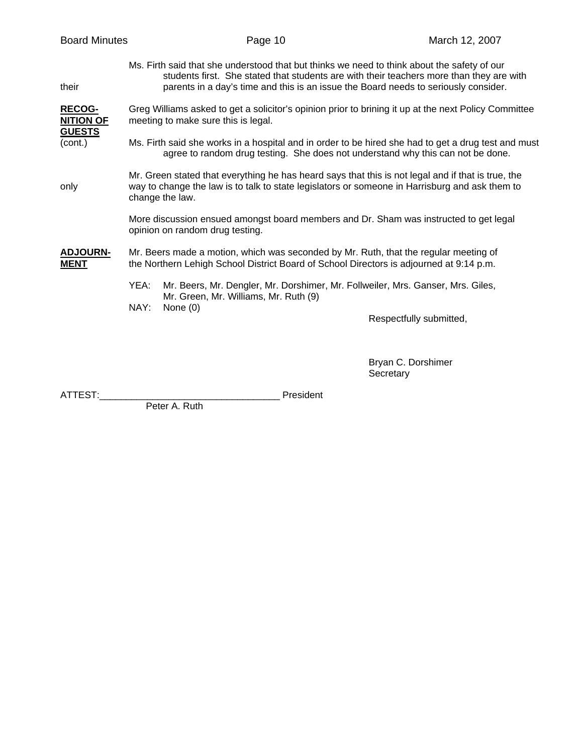Ms. Firth said that she understood that but thinks we need to think about the safety of our students first. She stated that students are with their teachers more than they are with their parents in a day's time and this is an issue the Board needs to seriously consider.

**RECOGNITION OF GUESTS** (cont.)

Greg Williams asked to get a solicitor's opinion prior to brining it up at the next Policy Committee meeting to make sure this is legal.

Ms. Firth said she works in a hospital and in order to be hired she had to get a drug test and must agree to random drug testing. She does not understand why this can not be done.

Mr. Green stated that everything he has heard says that this is not legal and if that is true, the only way to change the law is to talk to state legislators or someone in Harrisburg and ask them to change the law.

More discussion ensued amongst board members and Dr. Sham was instructed to get legal opinion on random drug testing.

**ADJOURNMENT**

Mr. Beers made a motion, which was seconded by Mr. Ruth, that the regular meeting of the Northern Lehigh School District Board of School Directors is adjourned at 9:14 p.m.

YEA: Mr. Beers, Mr. Dengler, Mr. Dorshimer, Mr. Follweiler, Mrs. Ganser, Mrs. Giles, Mr. Green, Mr. Williams, Mr. Ruth (9)
NAY: None (0)

Respectfully submitted,

Bryan C. Dorshimer
Secretary

ATTEST:_________________________________ President
Peter A. Ruth